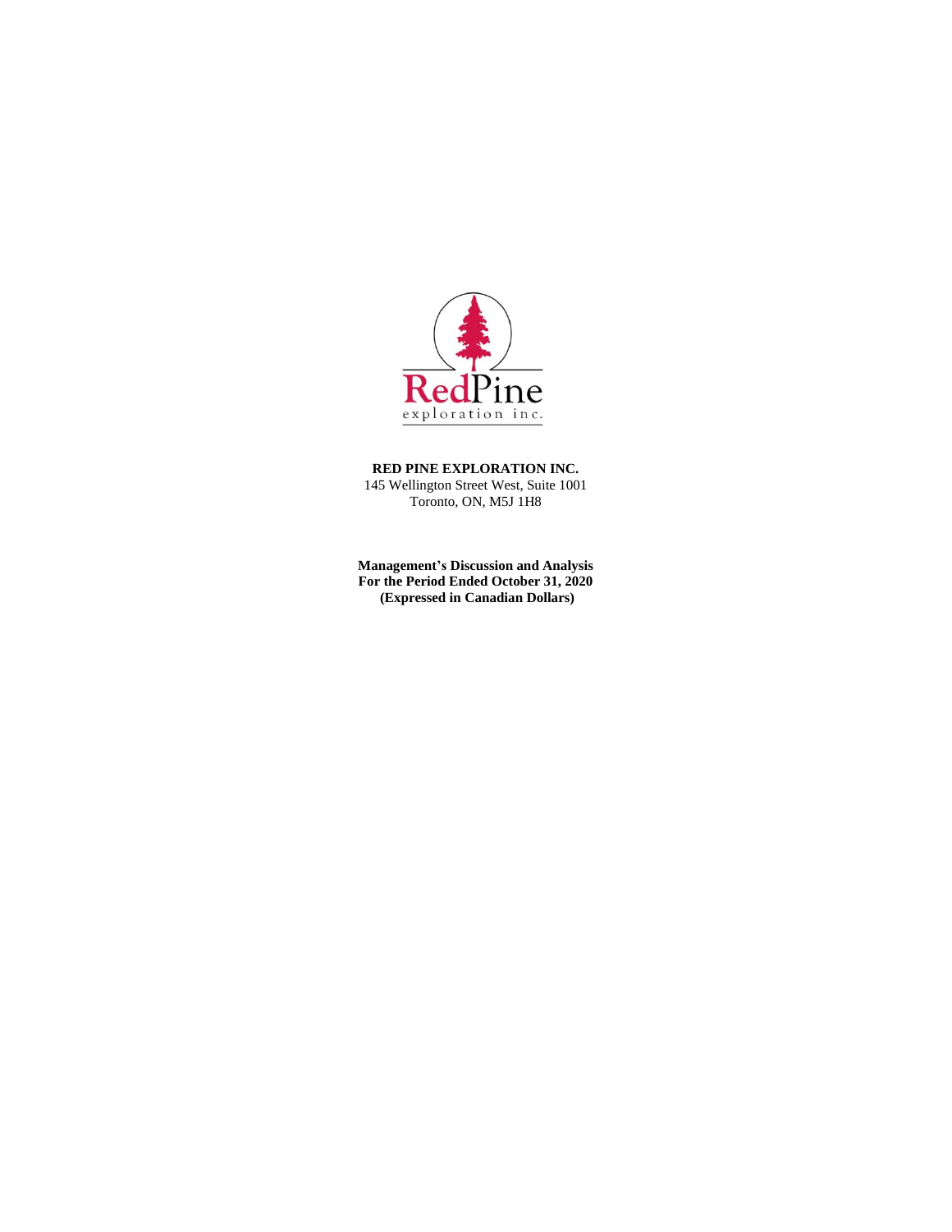RedPine
exploration inc.

**RED PINE EXPLORATION INC.**
145 Wellington Street West, Suite 1001
Toronto, ON, M5J 1H8

**Management's Discussion and Analysis**
**For the Period Ended October 31, 2020**
**(Expressed in Canadian Dollars)**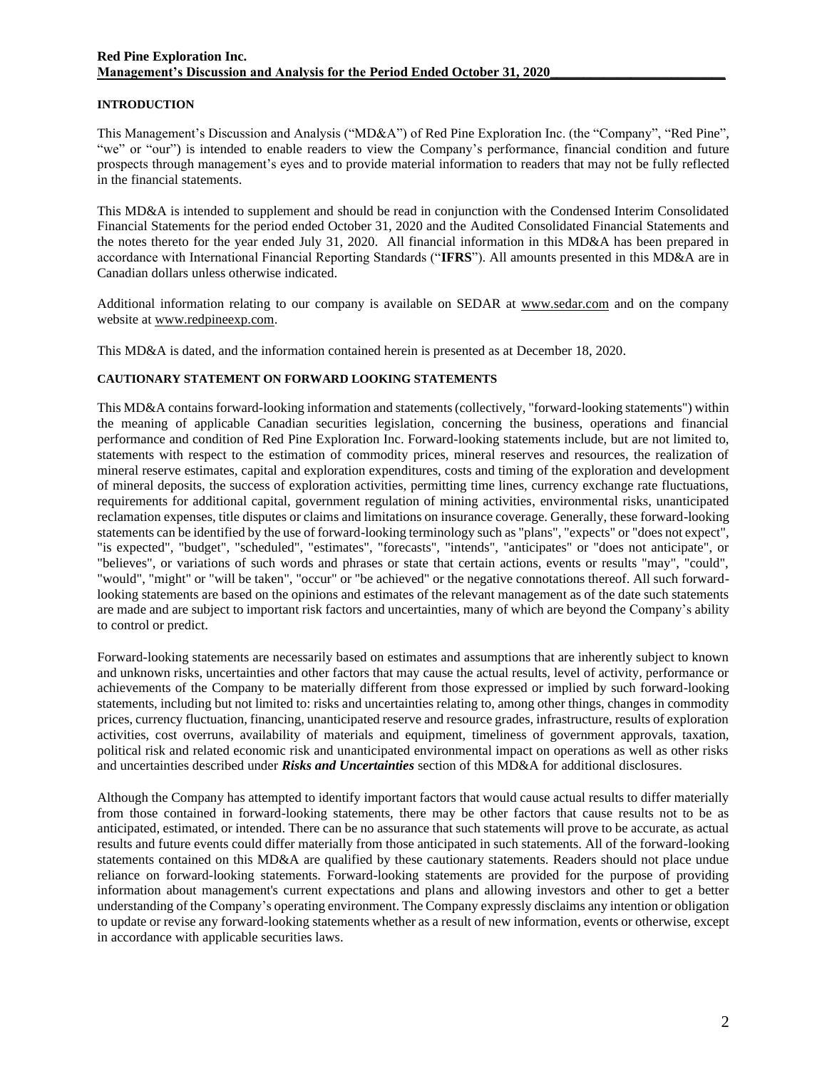## INTRODUCTION

This Management's Discussion and Analysis ("MD&A") of Red Pine Exploration Inc. (the "Company", "Red Pine", "we" or "our") is intended to enable readers to view the Company's performance, financial condition and future prospects through management's eyes and to provide material information to readers that may not be fully reflected in the financial statements.

This MD&A is intended to supplement and should be read in conjunction with the Condensed Interim Consolidated Financial Statements for the period ended October 31, 2020 and the Audited Consolidated Financial Statements and the notes thereto for the year ended July 31, 2020. All financial information in this MD&A has been prepared in accordance with International Financial Reporting Standards ("**IFRS**"). All amounts presented in this MD&A are in Canadian dollars unless otherwise indicated.

Additional information relating to our company is available on SEDAR at www.sedar.com and on the company website at www.redpineexp.com.

This MD&A is dated, and the information contained herein is presented as at December 18, 2020.

## CAUTIONARY STATEMENT ON FORWARD LOOKING STATEMENTS

This MD&A contains forward-looking information and statements (collectively, "forward-looking statements") within the meaning of applicable Canadian securities legislation, concerning the business, operations and financial performance and condition of Red Pine Exploration Inc. Forward-looking statements include, but are not limited to, statements with respect to the estimation of commodity prices, mineral reserves and resources, the realization of mineral reserve estimates, capital and exploration expenditures, costs and timing of the exploration and development of mineral deposits, the success of exploration activities, permitting time lines, currency exchange rate fluctuations, requirements for additional capital, government regulation of mining activities, environmental risks, unanticipated reclamation expenses, title disputes or claims and limitations on insurance coverage. Generally, these forward-looking statements can be identified by the use of forward-looking terminology such as "plans", "expects" or "does not expect", "is expected", "budget", "scheduled", "estimates", "forecasts", "intends", "anticipates" or "does not anticipate", or "believes", or variations of such words and phrases or state that certain actions, events or results "may", "could", "would", "might" or "will be taken", "occur" or "be achieved" or the negative connotations thereof. All such forward-looking statements are based on the opinions and estimates of the relevant management as of the date such statements are made and are subject to important risk factors and uncertainties, many of which are beyond the Company's ability to control or predict.

Forward-looking statements are necessarily based on estimates and assumptions that are inherently subject to known and unknown risks, uncertainties and other factors that may cause the actual results, level of activity, performance or achievements of the Company to be materially different from those expressed or implied by such forward-looking statements, including but not limited to: risks and uncertainties relating to, among other things, changes in commodity prices, currency fluctuation, financing, unanticipated reserve and resource grades, infrastructure, results of exploration activities, cost overruns, availability of materials and equipment, timeliness of government approvals, taxation, political risk and related economic risk and unanticipated environmental impact on operations as well as other risks and uncertainties described under ***Risks and Uncertainties*** section of this MD&A for additional disclosures.

Although the Company has attempted to identify important factors that would cause actual results to differ materially from those contained in forward-looking statements, there may be other factors that cause results not to be as anticipated, estimated, or intended. There can be no assurance that such statements will prove to be accurate, as actual results and future events could differ materially from those anticipated in such statements. All of the forward-looking statements contained on this MD&A are qualified by these cautionary statements. Readers should not place undue reliance on forward-looking statements. Forward-looking statements are provided for the purpose of providing information about management's current expectations and plans and allowing investors and other to get a better understanding of the Company's operating environment. The Company expressly disclaims any intention or obligation to update or revise any forward-looking statements whether as a result of new information, events or otherwise, except in accordance with applicable securities laws.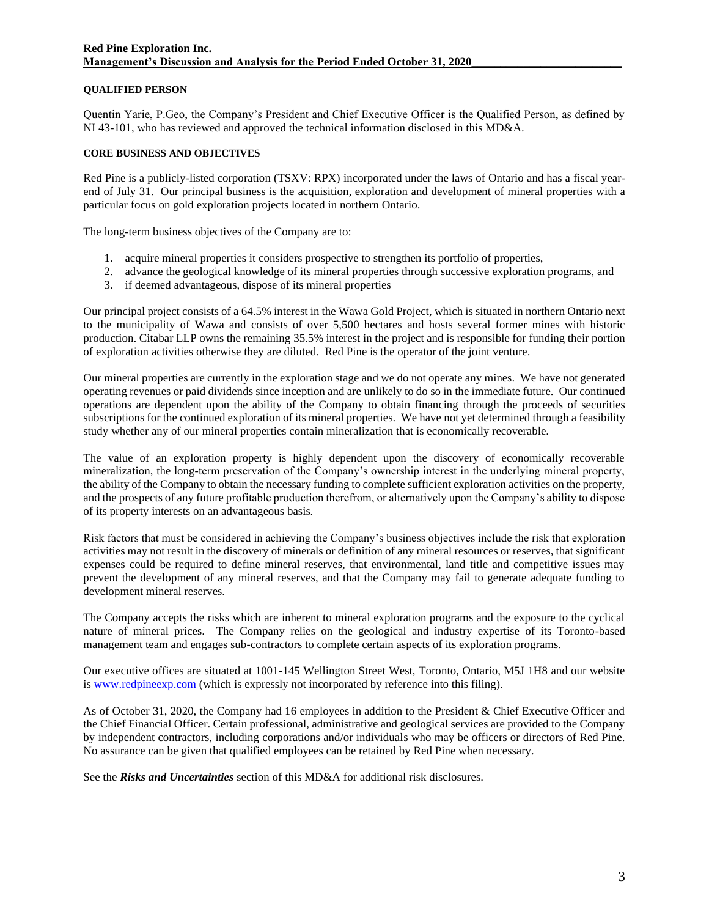## QUALIFIED PERSON

Quentin Yarie, P.Geo, the Company's President and Chief Executive Officer is the Qualified Person, as defined by NI 43-101, who has reviewed and approved the technical information disclosed in this MD&A.

## CORE BUSINESS AND OBJECTIVES

Red Pine is a publicly-listed corporation (TSXV: RPX) incorporated under the laws of Ontario and has a fiscal year-end of July 31. Our principal business is the acquisition, exploration and development of mineral properties with a particular focus on gold exploration projects located in northern Ontario.

The long-term business objectives of the Company are to:

1. acquire mineral properties it considers prospective to strengthen its portfolio of properties,
2. advance the geological knowledge of its mineral properties through successive exploration programs, and
3. if deemed advantageous, dispose of its mineral properties

Our principal project consists of a 64.5% interest in the Wawa Gold Project, which is situated in northern Ontario next to the municipality of Wawa and consists of over 5,500 hectares and hosts several former mines with historic production. Citabar LLP owns the remaining 35.5% interest in the project and is responsible for funding their portion of exploration activities otherwise they are diluted. Red Pine is the operator of the joint venture.

Our mineral properties are currently in the exploration stage and we do not operate any mines. We have not generated operating revenues or paid dividends since inception and are unlikely to do so in the immediate future. Our continued operations are dependent upon the ability of the Company to obtain financing through the proceeds of securities subscriptions for the continued exploration of its mineral properties. We have not yet determined through a feasibility study whether any of our mineral properties contain mineralization that is economically recoverable.

The value of an exploration property is highly dependent upon the discovery of economically recoverable mineralization, the long-term preservation of the Company's ownership interest in the underlying mineral property, the ability of the Company to obtain the necessary funding to complete sufficient exploration activities on the property, and the prospects of any future profitable production therefrom, or alternatively upon the Company's ability to dispose of its property interests on an advantageous basis.

Risk factors that must be considered in achieving the Company's business objectives include the risk that exploration activities may not result in the discovery of minerals or definition of any mineral resources or reserves, that significant expenses could be required to define mineral reserves, that environmental, land title and competitive issues may prevent the development of any mineral reserves, and that the Company may fail to generate adequate funding to development mineral reserves.

The Company accepts the risks which are inherent to mineral exploration programs and the exposure to the cyclical nature of mineral prices. The Company relies on the geological and industry expertise of its Toronto-based management team and engages sub-contractors to complete certain aspects of its exploration programs.

Our executive offices are situated at 1001-145 Wellington Street West, Toronto, Ontario, M5J 1H8 and our website is [www.redpineexp.com](http://www.redpineexp.com) (which is expressly not incorporated by reference into this filing).

As of October 31, 2020, the Company had 16 employees in addition to the President & Chief Executive Officer and the Chief Financial Officer. Certain professional, administrative and geological services are provided to the Company by independent contractors, including corporations and/or individuals who may be officers or directors of Red Pine. No assurance can be given that qualified employees can be retained by Red Pine when necessary.

See the ***Risks and Uncertainties*** section of this MD&A for additional risk disclosures.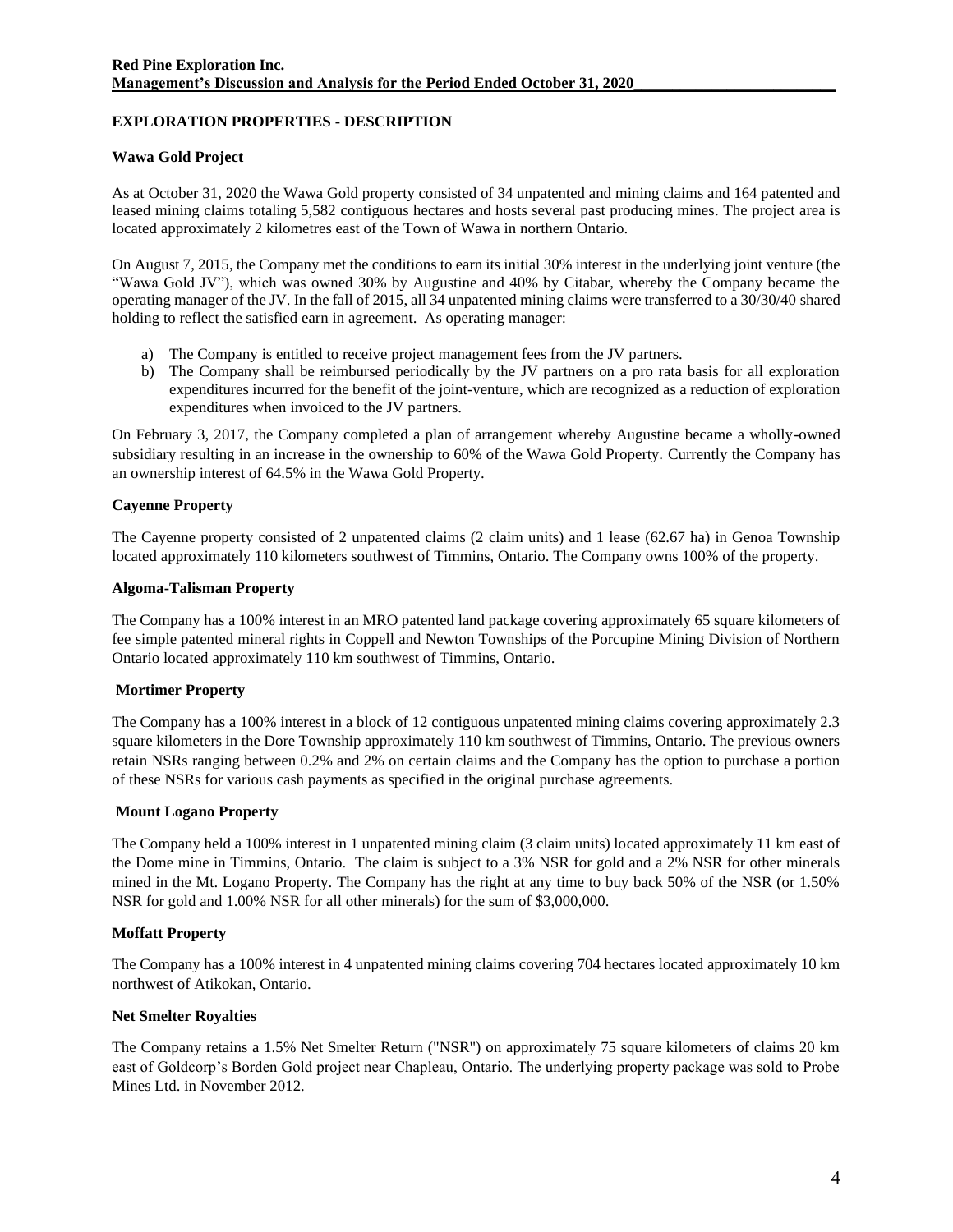## EXPLORATION PROPERTIES - DESCRIPTION

### Wawa Gold Project

As at October 31, 2020 the Wawa Gold property consisted of 34 unpatented and mining claims and 164 patented and leased mining claims totaling 5,582 contiguous hectares and hosts several past producing mines. The project area is located approximately 2 kilometres east of the Town of Wawa in northern Ontario.

On August 7, 2015, the Company met the conditions to earn its initial 30% interest in the underlying joint venture (the "Wawa Gold JV"), which was owned 30% by Augustine and 40% by Citabar, whereby the Company became the operating manager of the JV. In the fall of 2015, all 34 unpatented mining claims were transferred to a 30/30/40 shared holding to reflect the satisfied earn in agreement. As operating manager:

a) The Company is entitled to receive project management fees from the JV partners.
b) The Company shall be reimbursed periodically by the JV partners on a pro rata basis for all exploration expenditures incurred for the benefit of the joint-venture, which are recognized as a reduction of exploration expenditures when invoiced to the JV partners.

On February 3, 2017, the Company completed a plan of arrangement whereby Augustine became a wholly-owned subsidiary resulting in an increase in the ownership to 60% of the Wawa Gold Property. Currently the Company has an ownership interest of 64.5% in the Wawa Gold Property.

### Cayenne Property

The Cayenne property consisted of 2 unpatented claims (2 claim units) and 1 lease (62.67 ha) in Genoa Township located approximately 110 kilometers southwest of Timmins, Ontario. The Company owns 100% of the property.

### Algoma-Talisman Property

The Company has a 100% interest in an MRO patented land package covering approximately 65 square kilometers of fee simple patented mineral rights in Coppell and Newton Townships of the Porcupine Mining Division of Northern Ontario located approximately 110 km southwest of Timmins, Ontario.

### Mortimer Property

The Company has a 100% interest in a block of 12 contiguous unpatented mining claims covering approximately 2.3 square kilometers in the Dore Township approximately 110 km southwest of Timmins, Ontario. The previous owners retain NSRs ranging between 0.2% and 2% on certain claims and the Company has the option to purchase a portion of these NSRs for various cash payments as specified in the original purchase agreements.

### Mount Logano Property

The Company held a 100% interest in 1 unpatented mining claim (3 claim units) located approximately 11 km east of the Dome mine in Timmins, Ontario. The claim is subject to a 3% NSR for gold and a 2% NSR for other minerals mined in the Mt. Logano Property. The Company has the right at any time to buy back 50% of the NSR (or 1.50% NSR for gold and 1.00% NSR for all other minerals) for the sum of $3,000,000.

### Moffatt Property

The Company has a 100% interest in 4 unpatented mining claims covering 704 hectares located approximately 10 km northwest of Atikokan, Ontario.

### Net Smelter Royalties

The Company retains a 1.5% Net Smelter Return ("NSR") on approximately 75 square kilometers of claims 20 km east of Goldcorp's Borden Gold project near Chapleau, Ontario. The underlying property package was sold to Probe Mines Ltd. in November 2012.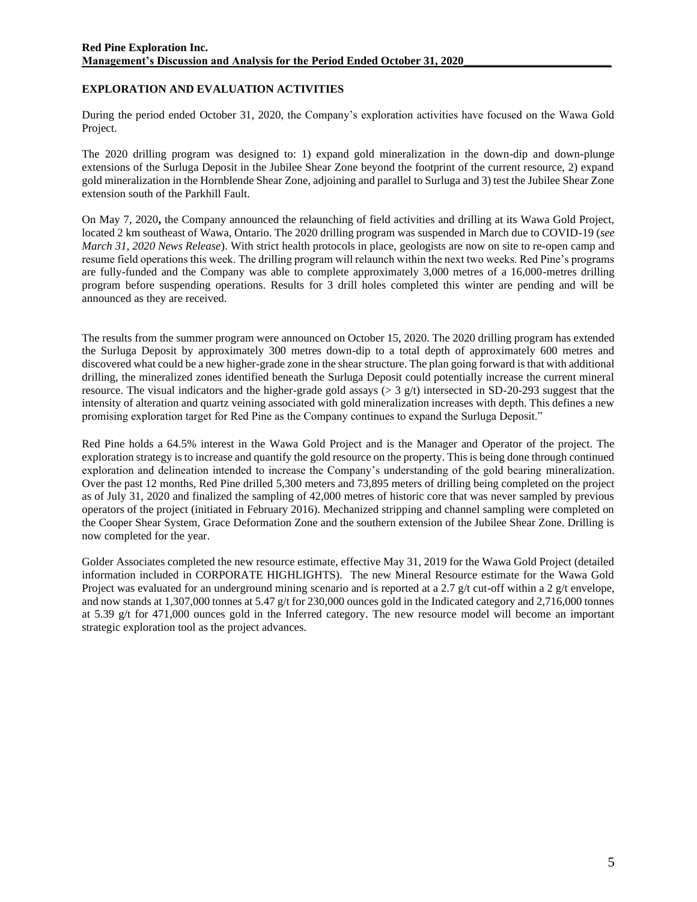## EXPLORATION AND EVALUATION ACTIVITIES

During the period ended October 31, 2020, the Company's exploration activities have focused on the Wawa Gold Project.

The 2020 drilling program was designed to: 1) expand gold mineralization in the down-dip and down-plunge extensions of the Surluga Deposit in the Jubilee Shear Zone beyond the footprint of the current resource, 2) expand gold mineralization in the Hornblende Shear Zone, adjoining and parallel to Surluga and 3) test the Jubilee Shear Zone extension south of the Parkhill Fault.

On May 7, 2020**,** the Company announced the relaunching of field activities and drilling at its Wawa Gold Project, located 2 km southeast of Wawa, Ontario. The 2020 drilling program was suspended in March due to COVID-19 (*see March 31, 2020 News Release*). With strict health protocols in place, geologists are now on site to re-open camp and resume field operations this week. The drilling program will relaunch within the next two weeks. Red Pine's programs are fully-funded and the Company was able to complete approximately 3,000 metres of a 16,000-metres drilling program before suspending operations. Results for 3 drill holes completed this winter are pending and will be announced as they are received.

The results from the summer program were announced on October 15, 2020. The 2020 drilling program has extended the Surluga Deposit by approximately 300 metres down-dip to a total depth of approximately 600 metres and discovered what could be a new higher-grade zone in the shear structure. The plan going forward is that with additional drilling, the mineralized zones identified beneath the Surluga Deposit could potentially increase the current mineral resource. The visual indicators and the higher-grade gold assays (> 3 g/t) intersected in SD-20-293 suggest that the intensity of alteration and quartz veining associated with gold mineralization increases with depth. This defines a new promising exploration target for Red Pine as the Company continues to expand the Surluga Deposit."

Red Pine holds a 64.5% interest in the Wawa Gold Project and is the Manager and Operator of the project. The exploration strategy is to increase and quantify the gold resource on the property. This is being done through continued exploration and delineation intended to increase the Company's understanding of the gold bearing mineralization. Over the past 12 months, Red Pine drilled 5,300 meters and 73,895 meters of drilling being completed on the project as of July 31, 2020 and finalized the sampling of 42,000 metres of historic core that was never sampled by previous operators of the project (initiated in February 2016). Mechanized stripping and channel sampling were completed on the Cooper Shear System, Grace Deformation Zone and the southern extension of the Jubilee Shear Zone. Drilling is now completed for the year.

Golder Associates completed the new resource estimate, effective May 31, 2019 for the Wawa Gold Project (detailed information included in CORPORATE HIGHLIGHTS). The new Mineral Resource estimate for the Wawa Gold Project was evaluated for an underground mining scenario and is reported at a 2.7 g/t cut-off within a 2 g/t envelope, and now stands at 1,307,000 tonnes at 5.47 g/t for 230,000 ounces gold in the Indicated category and 2,716,000 tonnes at 5.39 g/t for 471,000 ounces gold in the Inferred category. The new resource model will become an important strategic exploration tool as the project advances.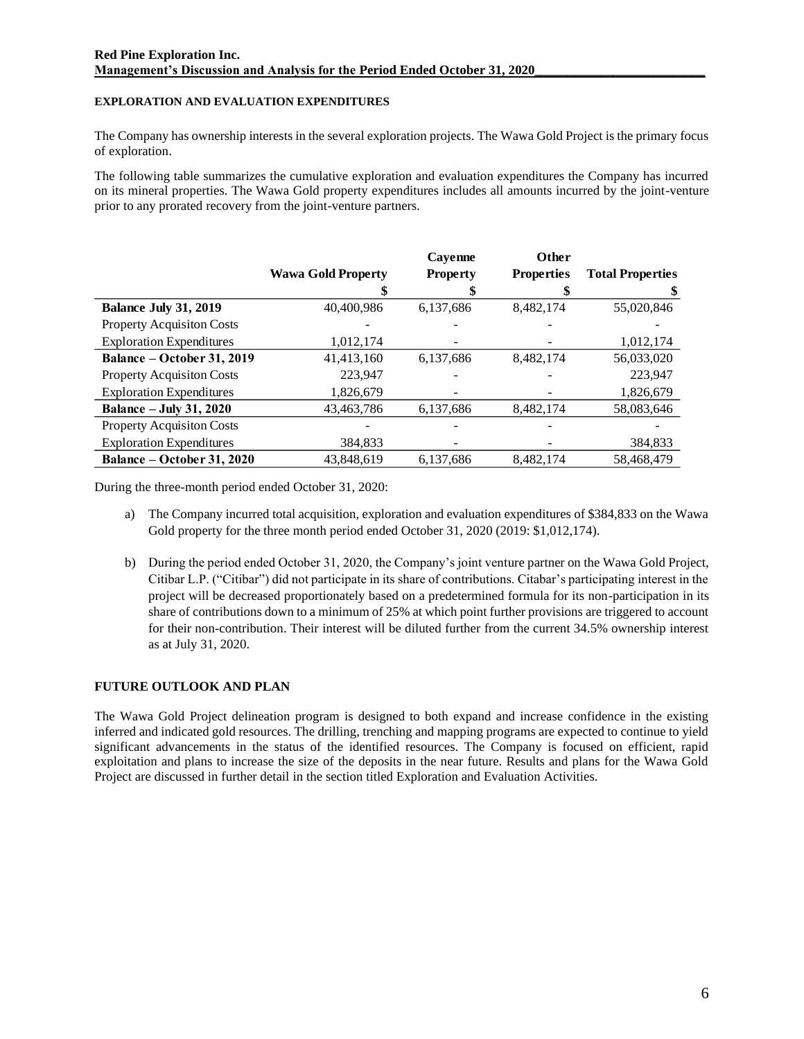#### EXPLORATION AND EVALUATION EXPENDITURES

The Company has ownership interests in the several exploration projects. The Wawa Gold Project is the primary focus of exploration.

The following table summarizes the cumulative exploration and evaluation expenditures the Company has incurred on its mineral properties. The Wawa Gold property expenditures includes all amounts incurred by the joint-venture prior to any prorated recovery from the joint-venture partners.

| | Wawa Gold Property | Cayenne Property | Other Properties | Total Properties |
|---|---|---|---|---|
| | $ | $ | $ | $ |
| **Balance July 31, 2019** | 40,400,986 | 6,137,686 | 8,482,174 | 55,020,846 |
| Property Acquisiton Costs | - | - | - | - |
| Exploration Expenditures | 1,012,174 | - | - | 1,012,174 |
| **Balance – October 31, 2019** | 41,413,160 | 6,137,686 | 8,482,174 | 56,033,020 |
| Property Acquisiton Costs | 223,947 | - | - | 223,947 |
| Exploration Expenditures | 1,826,679 | - | - | 1,826,679 |
| **Balance – July 31, 2020** | 43,463,786 | 6,137,686 | 8,482,174 | 58,083,646 |
| Property Acquisiton Costs | - | - | - | - |
| Exploration Expenditures | 384,833 | - | - | 384,833 |
| **Balance – October 31, 2020** | 43,848,619 | 6,137,686 | 8,482,174 | 58,468,479 |

During the three-month period ended October 31, 2020:

a) The Company incurred total acquisition, exploration and evaluation expenditures of $384,833 on the Wawa Gold property for the three month period ended October 31, 2020 (2019: $1,012,174).

b) During the period ended October 31, 2020, the Company's joint venture partner on the Wawa Gold Project, Citibar L.P. ("Citibar") did not participate in its share of contributions. Citabar's participating interest in the project will be decreased proportionately based on a predetermined formula for its non-participation in its share of contributions down to a minimum of 25% at which point further provisions are triggered to account for their non-contribution. Their interest will be diluted further from the current 34.5% ownership interest as at July 31, 2020.

## FUTURE OUTLOOK AND PLAN

The Wawa Gold Project delineation program is designed to both expand and increase confidence in the existing inferred and indicated gold resources. The drilling, trenching and mapping programs are expected to continue to yield significant advancements in the status of the identified resources. The Company is focused on efficient, rapid exploitation and plans to increase the size of the deposits in the near future. Results and plans for the Wawa Gold Project are discussed in further detail in the section titled Exploration and Evaluation Activities.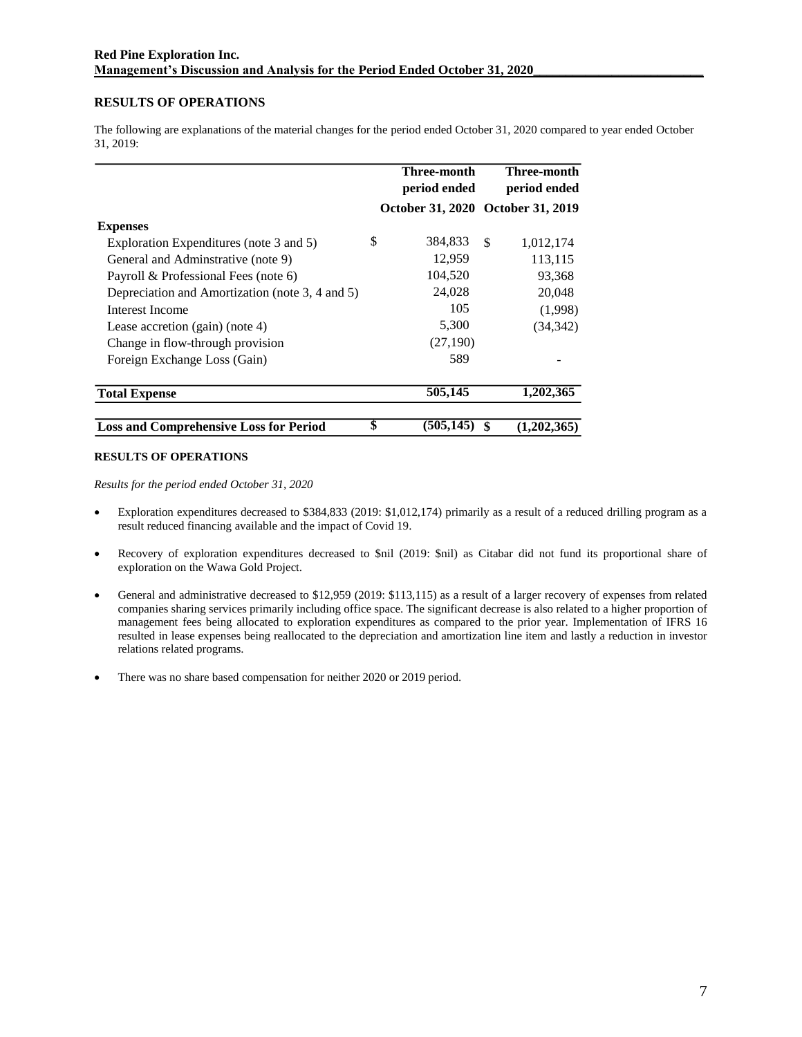## RESULTS OF OPERATIONS

The following are explanations of the material changes for the period ended October 31, 2020 compared to year ended October 31, 2019:

| | Three-month period ended October 31, 2020 | Three-month period ended October 31, 2019 |
|---|---|---|
| **Expenses** | | |
| Exploration Expenditures (note 3 and 5) | $ 384,833 | $ 1,012,174 |
| General and Adminstrative (note 9) | 12,959 | 113,115 |
| Payroll & Professional Fees (note 6) | 104,520 | 93,368 |
| Depreciation and Amortization (note 3, 4 and 5) | 24,028 | 20,048 |
| Interest Income | 105 | (1,998) |
| Lease accretion (gain) (note 4) | 5,300 | (34,342) |
| Change in flow-through provision | (27,190) | |
| Foreign Exchange Loss (Gain) | 589 | - |
| **Total Expense** | **505,145** | **1,202,365** |
| **Loss and Comprehensive Loss for Period** | **$ (505,145)** | **$ (1,202,365)** |

## RESULTS OF OPERATIONS

*Results for the period ended October 31, 2020*

- Exploration expenditures decreased to $384,833 (2019: $1,012,174) primarily as a result of a reduced drilling program as a result reduced financing available and the impact of Covid 19.
- Recovery of exploration expenditures decreased to $nil (2019: $nil) as Citabar did not fund its proportional share of exploration on the Wawa Gold Project.
- General and administrative decreased to $12,959 (2019: $113,115) as a result of a larger recovery of expenses from related companies sharing services primarily including office space. The significant decrease is also related to a higher proportion of management fees being allocated to exploration expenditures as compared to the prior year. Implementation of IFRS 16 resulted in lease expenses being reallocated to the depreciation and amortization line item and lastly a reduction in investor relations related programs.
- There was no share based compensation for neither 2020 or 2019 period.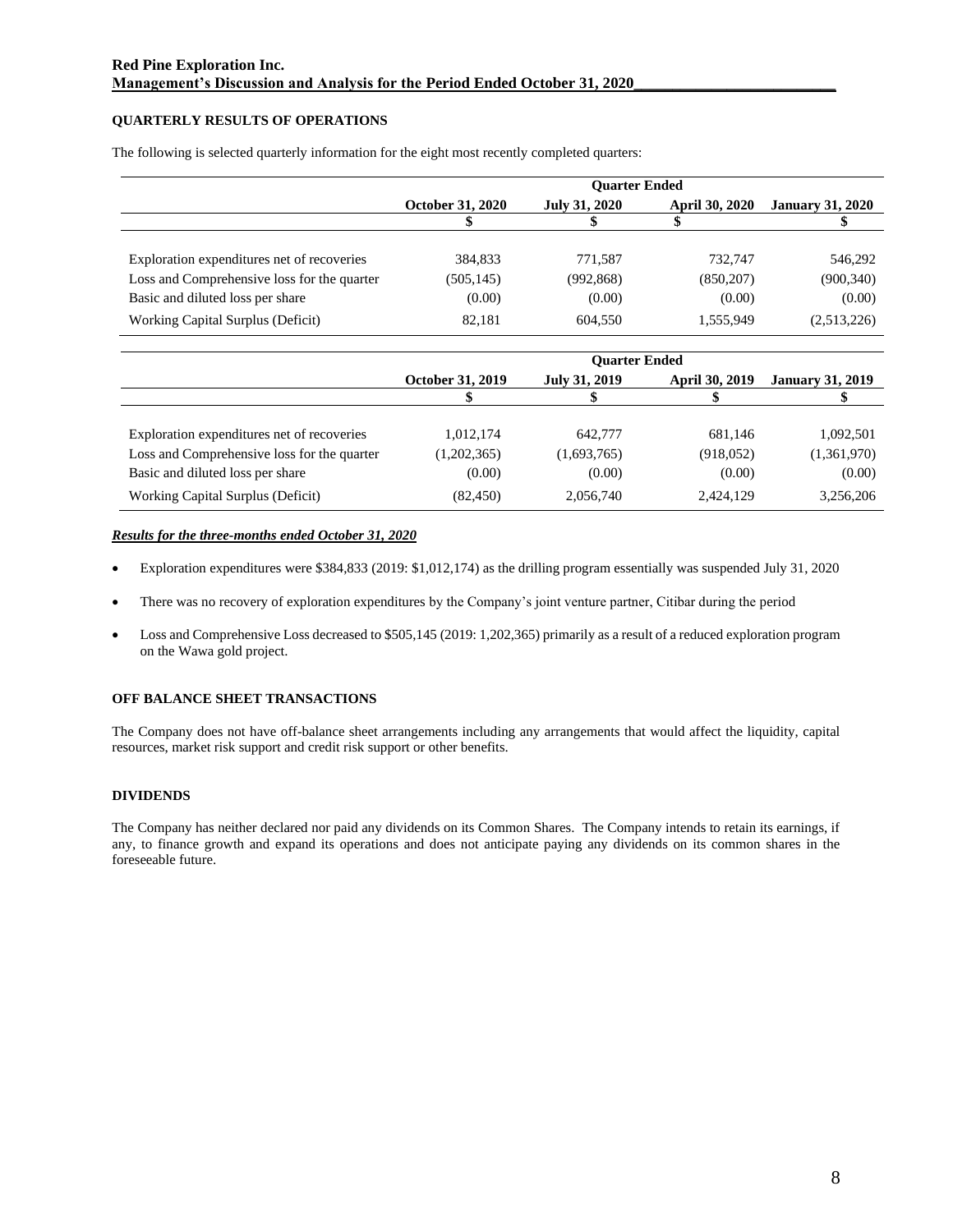## QUARTERLY RESULTS OF OPERATIONS

The following is selected quarterly information for the eight most recently completed quarters:

| | Quarter Ended | | | |
|---|---|---|---|---|
| | October 31, 2020 | July 31, 2020 | April 30, 2020 | January 31, 2020 |
| | $ | $ | $ | $ |
| Exploration expenditures net of recoveries | 384,833 | 771,587 | 732,747 | 546,292 |
| Loss and Comprehensive loss for the quarter | (505,145) | (992,868) | (850,207) | (900,340) |
| Basic and diluted loss per share | (0.00) | (0.00) | (0.00) | (0.00) |
| Working Capital Surplus (Deficit) | 82,181 | 604,550 | 1,555,949 | (2,513,226) |

| | Quarter Ended | | | |
|---|---|---|---|---|
| | October 31, 2019 | July 31, 2019 | April 30, 2019 | January 31, 2019 |
| | $ | $ | $ | $ |
| Exploration expenditures net of recoveries | 1,012,174 | 642,777 | 681,146 | 1,092,501 |
| Loss and Comprehensive loss for the quarter | (1,202,365) | (1,693,765) | (918,052) | (1,361,970) |
| Basic and diluted loss per share | (0.00) | (0.00) | (0.00) | (0.00) |
| Working Capital Surplus (Deficit) | (82,450) | 2,056,740 | 2,424,129 | 3,256,206 |

***Results for the three-months ended October 31, 2020***

- Exploration expenditures were $384,833 (2019: $1,012,174) as the drilling program essentially was suspended July 31, 2020
- There was no recovery of exploration expenditures by the Company's joint venture partner, Citibar during the period
- Loss and Comprehensive Loss decreased to $505,145 (2019: 1,202,365) primarily as a result of a reduced exploration program on the Wawa gold project.

## OFF BALANCE SHEET TRANSACTIONS

The Company does not have off-balance sheet arrangements including any arrangements that would affect the liquidity, capital resources, market risk support and credit risk support or other benefits.

## DIVIDENDS

The Company has neither declared nor paid any dividends on its Common Shares. The Company intends to retain its earnings, if any, to finance growth and expand its operations and does not anticipate paying any dividends on its common shares in the foreseeable future.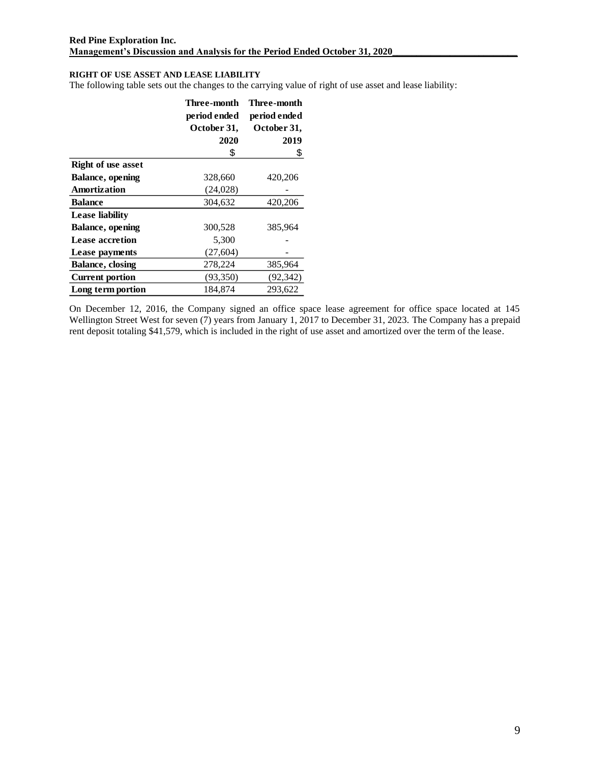## RIGHT OF USE ASSET AND LEASE LIABILITY

The following table sets out the changes to the carrying value of right of use asset and lease liability:

| | Three-month period ended October 31, 2020 | Three-month period ended October 31, 2019 |
|---|---|---|
| | $ | $ |
| **Right of use asset** | | |
| **Balance, opening** | 328,660 | 420,206 |
| **Amortization** | (24,028) | - |
| **Balance** | 304,632 | 420,206 |
| **Lease liability** | | |
| **Balance, opening** | 300,528 | 385,964 |
| **Lease accretion** | 5,300 | - |
| **Lease payments** | (27,604) | - |
| **Balance, closing** | 278,224 | 385,964 |
| **Current portion** | (93,350) | (92,342) |
| **Long term portion** | 184,874 | 293,622 |

On December 12, 2016, the Company signed an office space lease agreement for office space located at 145 Wellington Street West for seven (7) years from January 1, 2017 to December 31, 2023. The Company has a prepaid rent deposit totaling $41,579, which is included in the right of use asset and amortized over the term of the lease.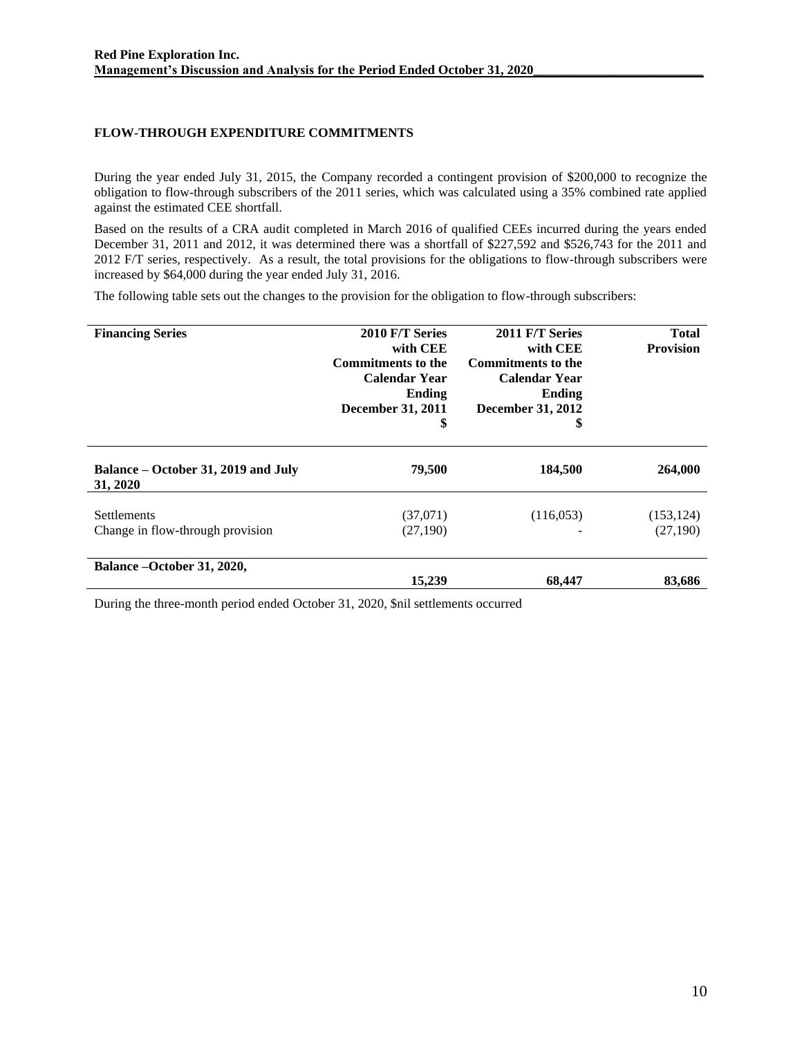## FLOW-THROUGH EXPENDITURE COMMITMENTS

During the year ended July 31, 2015, the Company recorded a contingent provision of $200,000 to recognize the obligation to flow-through subscribers of the 2011 series, which was calculated using a 35% combined rate applied against the estimated CEE shortfall.

Based on the results of a CRA audit completed in March 2016 of qualified CEEs incurred during the years ended December 31, 2011 and 2012, it was determined there was a shortfall of $227,592 and $526,743 for the 2011 and 2012 F/T series, respectively. As a result, the total provisions for the obligations to flow-through subscribers were increased by $64,000 during the year ended July 31, 2016.

The following table sets out the changes to the provision for the obligation to flow-through subscribers:

| Financing Series | 2010 F/T Series with CEE Commitments to the Calendar Year Ending December 31, 2011 $ | 2011 F/T Series with CEE Commitments to the Calendar Year Ending December 31, 2012 $ | Total Provision |
|---|---|---|---|
| **Balance – October 31, 2019 and July 31, 2020** | **79,500** | **184,500** | **264,000** |
| Settlements | (37,071) | (116,053) | (153,124) |
| Change in flow-through provision | (27,190) | - | (27,190) |
| **Balance –October 31, 2020,** | **15,239** | **68,447** | **83,686** |

During the three-month period ended October 31, 2020, $nil settlements occurred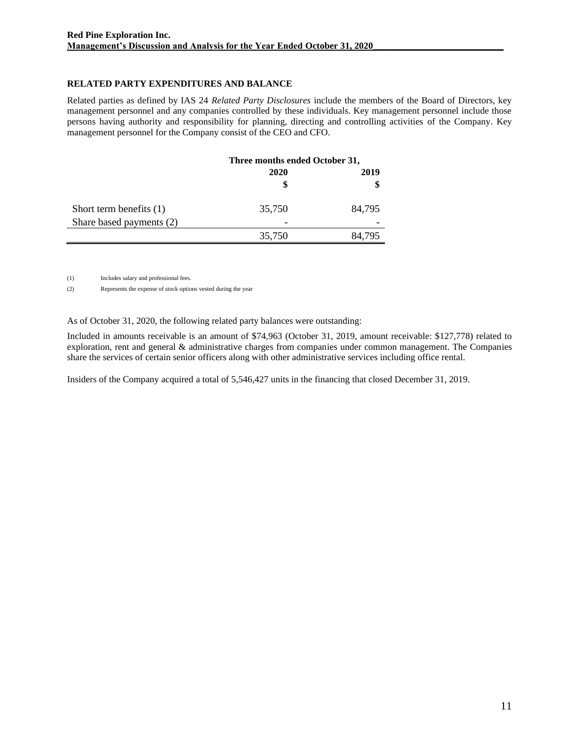## RELATED PARTY EXPENDITURES AND BALANCE

Related parties as defined by IAS 24 *Related Party Disclosures* include the members of the Board of Directors, key management personnel and any companies controlled by these individuals. Key management personnel include those persons having authority and responsibility for planning, directing and controlling activities of the Company. Key management personnel for the Company consist of the CEO and CFO.

| | Three months ended October 31, | |
|---|---|---|
| | 2020 | 2019 |
| | $ | $ |
| Short term benefits (1) | 35,750 | 84,795 |
| Share based payments (2) | - | - |
| | 35,750 | 84,795 |

(1) Includes salary and professional fees.

(2) Represents the expense of stock options vested during the year

As of October 31, 2020, the following related party balances were outstanding:

Included in amounts receivable is an amount of $74,963 (October 31, 2019, amount receivable: $127,778) related to exploration, rent and general & administrative charges from companies under common management. The Companies share the services of certain senior officers along with other administrative services including office rental.

Insiders of the Company acquired a total of 5,546,427 units in the financing that closed December 31, 2019.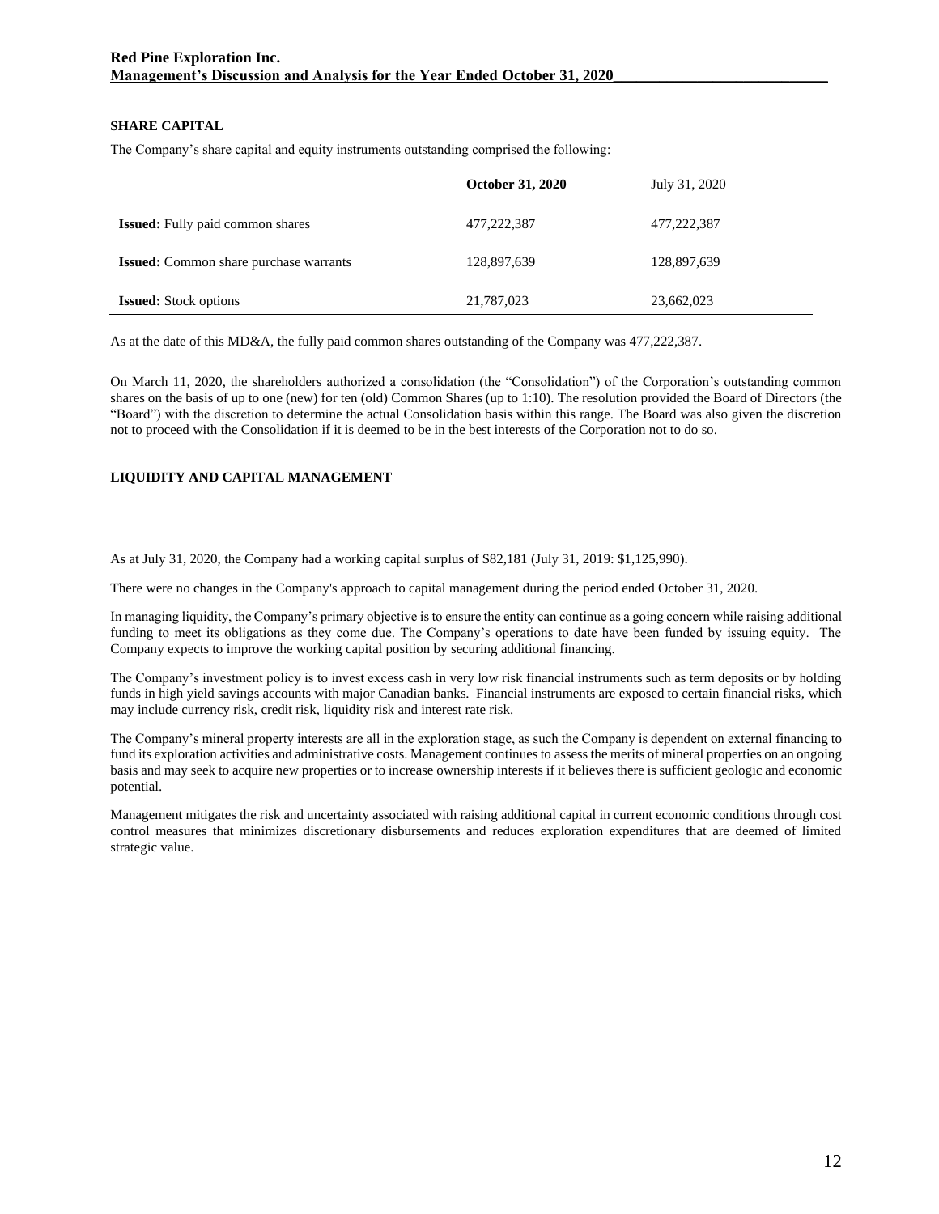## SHARE CAPITAL

The Company's share capital and equity instruments outstanding comprised the following:

| | **October 31, 2020** | July 31, 2020 |
|---|---|---|
| **Issued:** Fully paid common shares | 477,222,387 | 477,222,387 |
| **Issued:** Common share purchase warrants | 128,897,639 | 128,897,639 |
| **Issued:** Stock options | 21,787,023 | 23,662,023 |

As at the date of this MD&A, the fully paid common shares outstanding of the Company was 477,222,387.

On March 11, 2020, the shareholders authorized a consolidation (the "Consolidation") of the Corporation's outstanding common shares on the basis of up to one (new) for ten (old) Common Shares (up to 1:10). The resolution provided the Board of Directors (the "Board") with the discretion to determine the actual Consolidation basis within this range. The Board was also given the discretion not to proceed with the Consolidation if it is deemed to be in the best interests of the Corporation not to do so.

## LIQUIDITY AND CAPITAL MANAGEMENT

As at July 31, 2020, the Company had a working capital surplus of $82,181 (July 31, 2019: $1,125,990).

There were no changes in the Company's approach to capital management during the period ended October 31, 2020.

In managing liquidity, the Company's primary objective is to ensure the entity can continue as a going concern while raising additional funding to meet its obligations as they come due. The Company's operations to date have been funded by issuing equity. The Company expects to improve the working capital position by securing additional financing.

The Company's investment policy is to invest excess cash in very low risk financial instruments such as term deposits or by holding funds in high yield savings accounts with major Canadian banks. Financial instruments are exposed to certain financial risks, which may include currency risk, credit risk, liquidity risk and interest rate risk.

The Company's mineral property interests are all in the exploration stage, as such the Company is dependent on external financing to fund its exploration activities and administrative costs. Management continues to assess the merits of mineral properties on an ongoing basis and may seek to acquire new properties or to increase ownership interests if it believes there is sufficient geologic and economic potential.

Management mitigates the risk and uncertainty associated with raising additional capital in current economic conditions through cost control measures that minimizes discretionary disbursements and reduces exploration expenditures that are deemed of limited strategic value.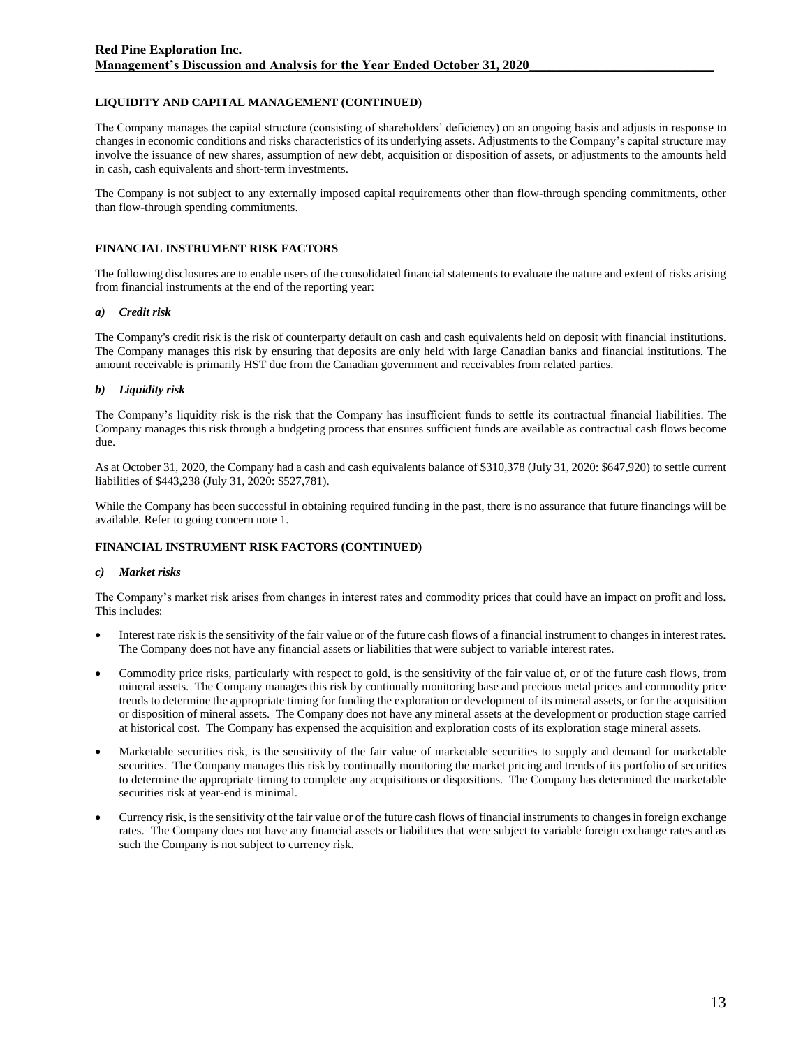## LIQUIDITY AND CAPITAL MANAGEMENT (CONTINUED)

The Company manages the capital structure (consisting of shareholders' deficiency) on an ongoing basis and adjusts in response to changes in economic conditions and risks characteristics of its underlying assets. Adjustments to the Company's capital structure may involve the issuance of new shares, assumption of new debt, acquisition or disposition of assets, or adjustments to the amounts held in cash, cash equivalents and short-term investments.

The Company is not subject to any externally imposed capital requirements other than flow-through spending commitments, other than flow-through spending commitments.

## FINANCIAL INSTRUMENT RISK FACTORS

The following disclosures are to enable users of the consolidated financial statements to evaluate the nature and extent of risks arising from financial instruments at the end of the reporting year:

### *a) Credit risk*

The Company's credit risk is the risk of counterparty default on cash and cash equivalents held on deposit with financial institutions. The Company manages this risk by ensuring that deposits are only held with large Canadian banks and financial institutions. The amount receivable is primarily HST due from the Canadian government and receivables from related parties.

### *b) Liquidity risk*

The Company's liquidity risk is the risk that the Company has insufficient funds to settle its contractual financial liabilities. The Company manages this risk through a budgeting process that ensures sufficient funds are available as contractual cash flows become due.

As at October 31, 2020, the Company had a cash and cash equivalents balance of $310,378 (July 31, 2020: $647,920) to settle current liabilities of $443,238 (July 31, 2020: $527,781).

While the Company has been successful in obtaining required funding in the past, there is no assurance that future financings will be available. Refer to going concern note 1.

## FINANCIAL INSTRUMENT RISK FACTORS (CONTINUED)

### *c) Market risks*

The Company's market risk arises from changes in interest rates and commodity prices that could have an impact on profit and loss. This includes:

- Interest rate risk is the sensitivity of the fair value or of the future cash flows of a financial instrument to changes in interest rates. The Company does not have any financial assets or liabilities that were subject to variable interest rates.
- Commodity price risks, particularly with respect to gold, is the sensitivity of the fair value of, or of the future cash flows, from mineral assets. The Company manages this risk by continually monitoring base and precious metal prices and commodity price trends to determine the appropriate timing for funding the exploration or development of its mineral assets, or for the acquisition or disposition of mineral assets. The Company does not have any mineral assets at the development or production stage carried at historical cost. The Company has expensed the acquisition and exploration costs of its exploration stage mineral assets.
- Marketable securities risk, is the sensitivity of the fair value of marketable securities to supply and demand for marketable securities. The Company manages this risk by continually monitoring the market pricing and trends of its portfolio of securities to determine the appropriate timing to complete any acquisitions or dispositions. The Company has determined the marketable securities risk at year-end is minimal.
- Currency risk, is the sensitivity of the fair value or of the future cash flows of financial instruments to changes in foreign exchange rates. The Company does not have any financial assets or liabilities that were subject to variable foreign exchange rates and as such the Company is not subject to currency risk.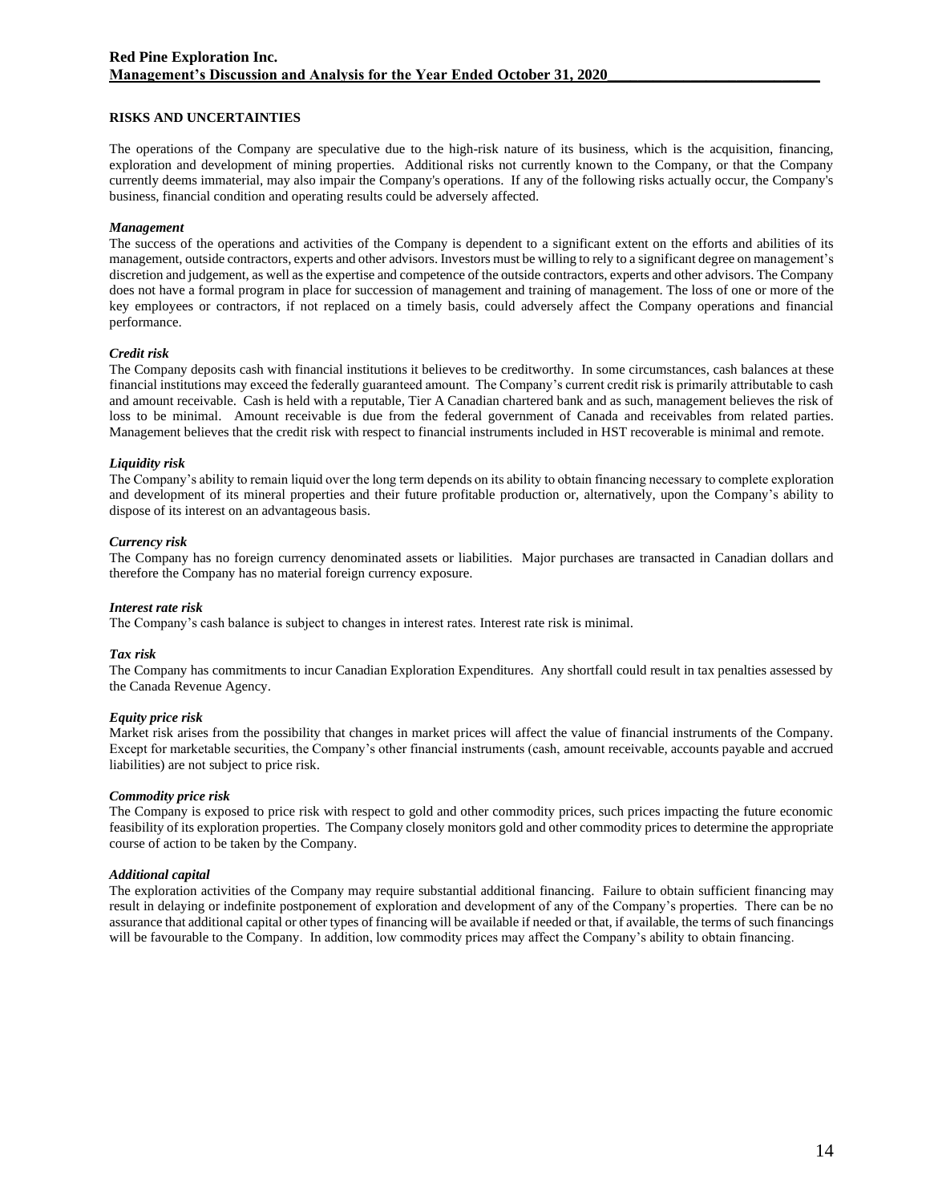## RISKS AND UNCERTAINTIES

The operations of the Company are speculative due to the high-risk nature of its business, which is the acquisition, financing, exploration and development of mining properties. Additional risks not currently known to the Company, or that the Company currently deems immaterial, may also impair the Company's operations. If any of the following risks actually occur, the Company's business, financial condition and operating results could be adversely affected.

***Management***

The success of the operations and activities of the Company is dependent to a significant extent on the efforts and abilities of its management, outside contractors, experts and other advisors. Investors must be willing to rely to a significant degree on management's discretion and judgement, as well as the expertise and competence of the outside contractors, experts and other advisors. The Company does not have a formal program in place for succession of management and training of management. The loss of one or more of the key employees or contractors, if not replaced on a timely basis, could adversely affect the Company operations and financial performance.

***Credit risk***

The Company deposits cash with financial institutions it believes to be creditworthy. In some circumstances, cash balances at these financial institutions may exceed the federally guaranteed amount. The Company's current credit risk is primarily attributable to cash and amount receivable. Cash is held with a reputable, Tier A Canadian chartered bank and as such, management believes the risk of loss to be minimal. Amount receivable is due from the federal government of Canada and receivables from related parties. Management believes that the credit risk with respect to financial instruments included in HST recoverable is minimal and remote.

***Liquidity risk***

The Company's ability to remain liquid over the long term depends on its ability to obtain financing necessary to complete exploration and development of its mineral properties and their future profitable production or, alternatively, upon the Company's ability to dispose of its interest on an advantageous basis.

***Currency risk***

The Company has no foreign currency denominated assets or liabilities. Major purchases are transacted in Canadian dollars and therefore the Company has no material foreign currency exposure.

***Interest rate risk***

The Company's cash balance is subject to changes in interest rates. Interest rate risk is minimal.

***Tax risk***

The Company has commitments to incur Canadian Exploration Expenditures. Any shortfall could result in tax penalties assessed by the Canada Revenue Agency.

***Equity price risk***

Market risk arises from the possibility that changes in market prices will affect the value of financial instruments of the Company. Except for marketable securities, the Company's other financial instruments (cash, amount receivable, accounts payable and accrued liabilities) are not subject to price risk.

***Commodity price risk***

The Company is exposed to price risk with respect to gold and other commodity prices, such prices impacting the future economic feasibility of its exploration properties. The Company closely monitors gold and other commodity prices to determine the appropriate course of action to be taken by the Company.

***Additional capital***

The exploration activities of the Company may require substantial additional financing. Failure to obtain sufficient financing may result in delaying or indefinite postponement of exploration and development of any of the Company's properties. There can be no assurance that additional capital or other types of financing will be available if needed or that, if available, the terms of such financings will be favourable to the Company. In addition, low commodity prices may affect the Company's ability to obtain financing.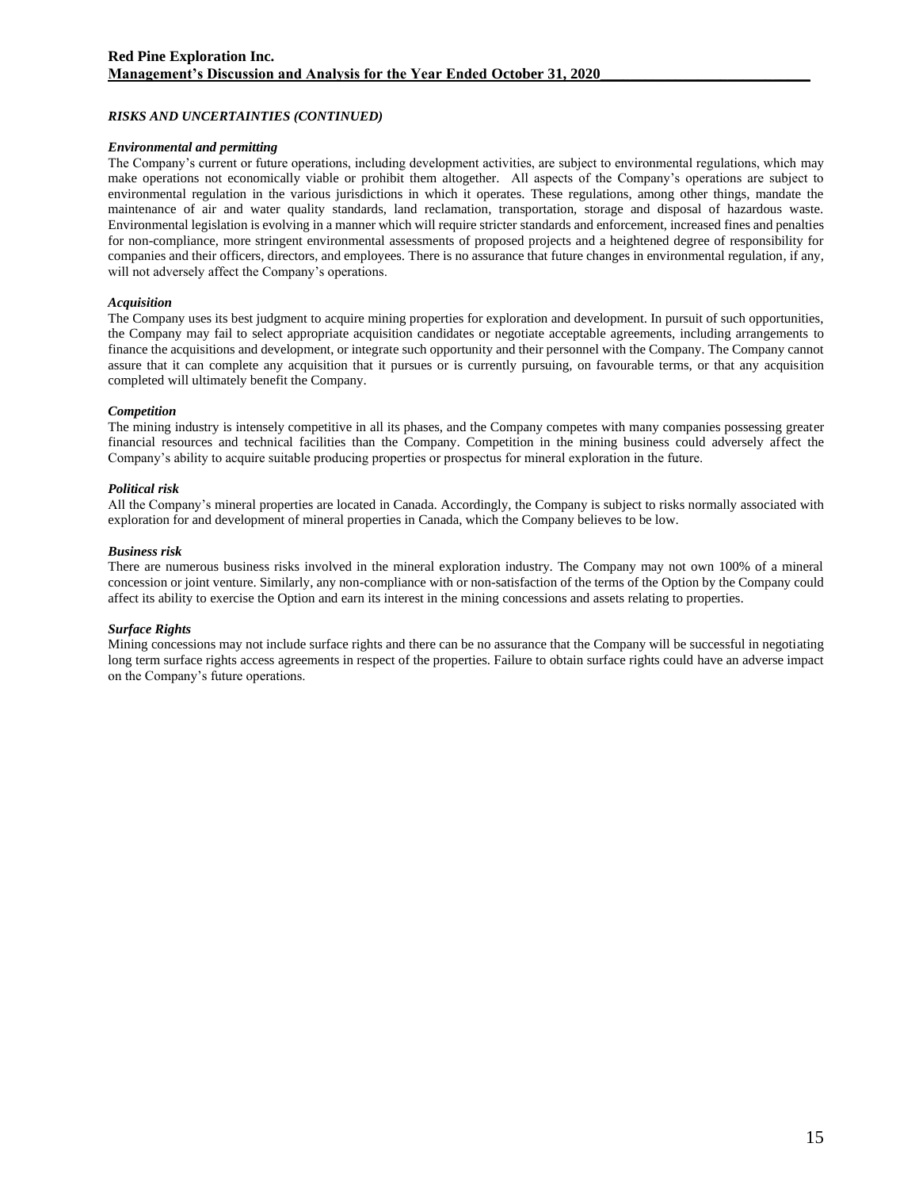### *RISKS AND UNCERTAINTIES (CONTINUED)*

***Environmental and permitting***

The Company's current or future operations, including development activities, are subject to environmental regulations, which may make operations not economically viable or prohibit them altogether. All aspects of the Company's operations are subject to environmental regulation in the various jurisdictions in which it operates. These regulations, among other things, mandate the maintenance of air and water quality standards, land reclamation, transportation, storage and disposal of hazardous waste. Environmental legislation is evolving in a manner which will require stricter standards and enforcement, increased fines and penalties for non-compliance, more stringent environmental assessments of proposed projects and a heightened degree of responsibility for companies and their officers, directors, and employees. There is no assurance that future changes in environmental regulation, if any, will not adversely affect the Company's operations.

***Acquisition***

The Company uses its best judgment to acquire mining properties for exploration and development. In pursuit of such opportunities, the Company may fail to select appropriate acquisition candidates or negotiate acceptable agreements, including arrangements to finance the acquisitions and development, or integrate such opportunity and their personnel with the Company. The Company cannot assure that it can complete any acquisition that it pursues or is currently pursuing, on favourable terms, or that any acquisition completed will ultimately benefit the Company.

***Competition***

The mining industry is intensely competitive in all its phases, and the Company competes with many companies possessing greater financial resources and technical facilities than the Company. Competition in the mining business could adversely affect the Company's ability to acquire suitable producing properties or prospectus for mineral exploration in the future.

***Political risk***

All the Company's mineral properties are located in Canada. Accordingly, the Company is subject to risks normally associated with exploration for and development of mineral properties in Canada, which the Company believes to be low.

***Business risk***

There are numerous business risks involved in the mineral exploration industry. The Company may not own 100% of a mineral concession or joint venture. Similarly, any non-compliance with or non-satisfaction of the terms of the Option by the Company could affect its ability to exercise the Option and earn its interest in the mining concessions and assets relating to properties.

***Surface Rights***

Mining concessions may not include surface rights and there can be no assurance that the Company will be successful in negotiating long term surface rights access agreements in respect of the properties. Failure to obtain surface rights could have an adverse impact on the Company's future operations.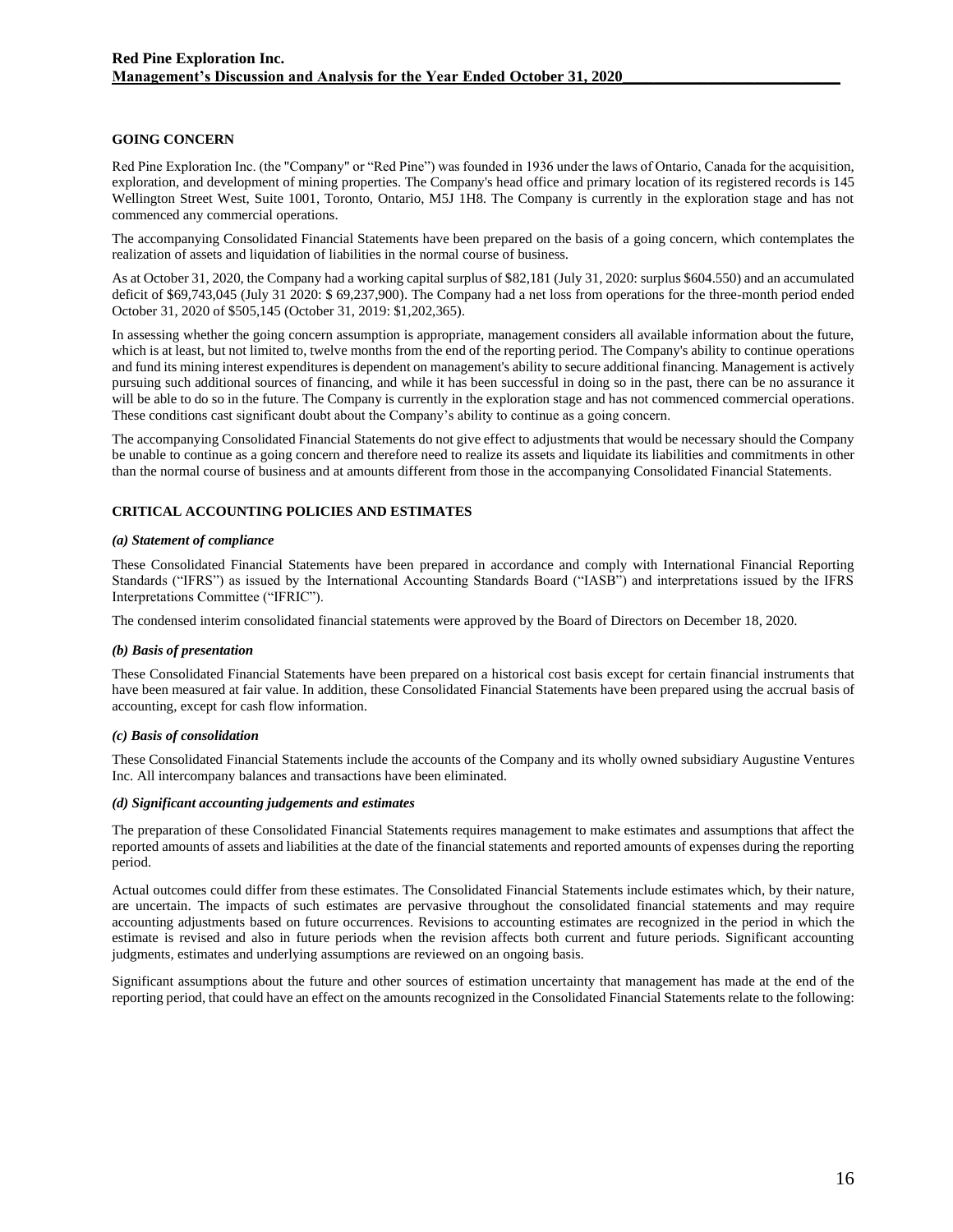## GOING CONCERN

Red Pine Exploration Inc. (the "Company" or "Red Pine") was founded in 1936 under the laws of Ontario, Canada for the acquisition, exploration, and development of mining properties. The Company's head office and primary location of its registered records is 145 Wellington Street West, Suite 1001, Toronto, Ontario, M5J 1H8. The Company is currently in the exploration stage and has not commenced any commercial operations.

The accompanying Consolidated Financial Statements have been prepared on the basis of a going concern, which contemplates the realization of assets and liquidation of liabilities in the normal course of business.

As at October 31, 2020, the Company had a working capital surplus of $82,181 (July 31, 2020: surplus $604.550) and an accumulated deficit of $69,743,045 (July 31 2020: $ 69,237,900). The Company had a net loss from operations for the three-month period ended October 31, 2020 of $505,145 (October 31, 2019: $1,202,365).

In assessing whether the going concern assumption is appropriate, management considers all available information about the future, which is at least, but not limited to, twelve months from the end of the reporting period. The Company's ability to continue operations and fund its mining interest expenditures is dependent on management's ability to secure additional financing. Management is actively pursuing such additional sources of financing, and while it has been successful in doing so in the past, there can be no assurance it will be able to do so in the future. The Company is currently in the exploration stage and has not commenced commercial operations. These conditions cast significant doubt about the Company's ability to continue as a going concern.

The accompanying Consolidated Financial Statements do not give effect to adjustments that would be necessary should the Company be unable to continue as a going concern and therefore need to realize its assets and liquidate its liabilities and commitments in other than the normal course of business and at amounts different from those in the accompanying Consolidated Financial Statements.

## CRITICAL ACCOUNTING POLICIES AND ESTIMATES

***(a) Statement of compliance***

These Consolidated Financial Statements have been prepared in accordance and comply with International Financial Reporting Standards ("IFRS") as issued by the International Accounting Standards Board ("IASB") and interpretations issued by the IFRS Interpretations Committee ("IFRIC").

The condensed interim consolidated financial statements were approved by the Board of Directors on December 18, 2020.

***(b) Basis of presentation***

These Consolidated Financial Statements have been prepared on a historical cost basis except for certain financial instruments that have been measured at fair value. In addition, these Consolidated Financial Statements have been prepared using the accrual basis of accounting, except for cash flow information.

***(c) Basis of consolidation***

These Consolidated Financial Statements include the accounts of the Company and its wholly owned subsidiary Augustine Ventures Inc. All intercompany balances and transactions have been eliminated.

***(d) Significant accounting judgements and estimates***

The preparation of these Consolidated Financial Statements requires management to make estimates and assumptions that affect the reported amounts of assets and liabilities at the date of the financial statements and reported amounts of expenses during the reporting period.

Actual outcomes could differ from these estimates. The Consolidated Financial Statements include estimates which, by their nature, are uncertain. The impacts of such estimates are pervasive throughout the consolidated financial statements and may require accounting adjustments based on future occurrences. Revisions to accounting estimates are recognized in the period in which the estimate is revised and also in future periods when the revision affects both current and future periods. Significant accounting judgments, estimates and underlying assumptions are reviewed on an ongoing basis.

Significant assumptions about the future and other sources of estimation uncertainty that management has made at the end of the reporting period, that could have an effect on the amounts recognized in the Consolidated Financial Statements relate to the following: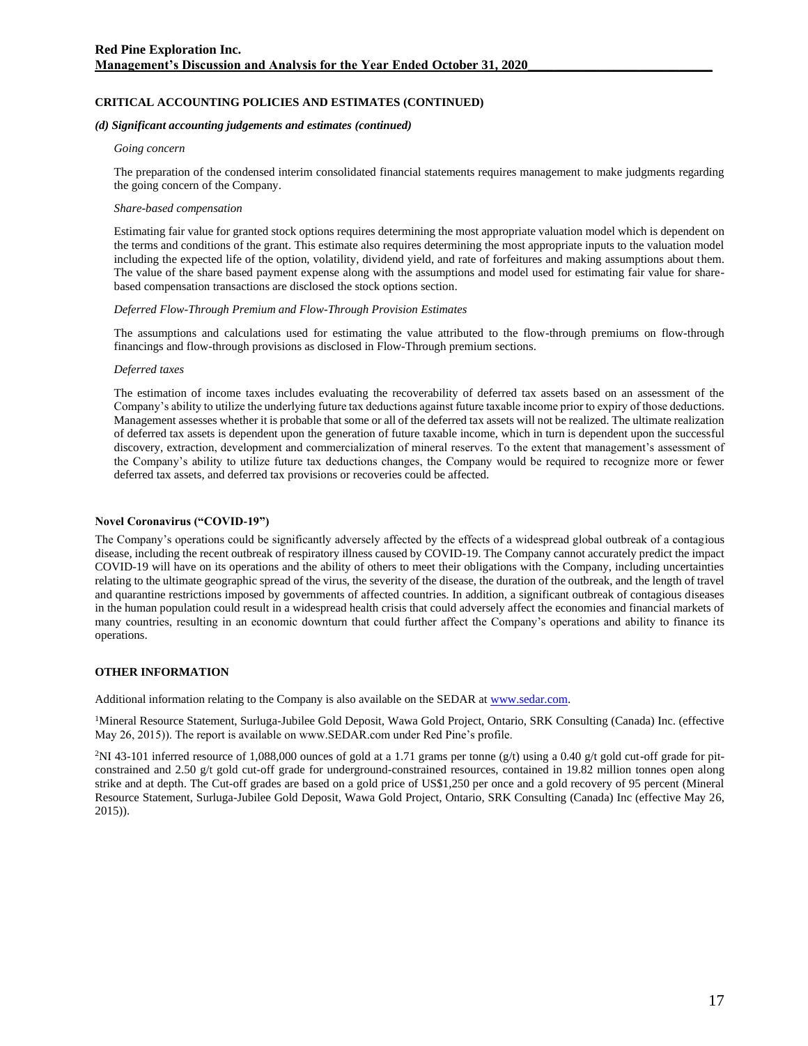## CRITICAL ACCOUNTING POLICIES AND ESTIMATES (CONTINUED)

### *(d) Significant accounting judgements and estimates (continued)*

*Going concern*

The preparation of the condensed interim consolidated financial statements requires management to make judgments regarding the going concern of the Company.

*Share-based compensation*

Estimating fair value for granted stock options requires determining the most appropriate valuation model which is dependent on the terms and conditions of the grant. This estimate also requires determining the most appropriate inputs to the valuation model including the expected life of the option, volatility, dividend yield, and rate of forfeitures and making assumptions about them. The value of the share based payment expense along with the assumptions and model used for estimating fair value for share-based compensation transactions are disclosed the stock options section.

*Deferred Flow-Through Premium and Flow-Through Provision Estimates*

The assumptions and calculations used for estimating the value attributed to the flow-through premiums on flow-through financings and flow-through provisions as disclosed in Flow-Through premium sections.

*Deferred taxes*

The estimation of income taxes includes evaluating the recoverability of deferred tax assets based on an assessment of the Company's ability to utilize the underlying future tax deductions against future taxable income prior to expiry of those deductions. Management assesses whether it is probable that some or all of the deferred tax assets will not be realized. The ultimate realization of deferred tax assets is dependent upon the generation of future taxable income, which in turn is dependent upon the successful discovery, extraction, development and commercialization of mineral reserves. To the extent that management's assessment of the Company's ability to utilize future tax deductions changes, the Company would be required to recognize more or fewer deferred tax assets, and deferred tax provisions or recoveries could be affected.

## Novel Coronavirus ("COVID-19")

The Company's operations could be significantly adversely affected by the effects of a widespread global outbreak of a contagious disease, including the recent outbreak of respiratory illness caused by COVID-19. The Company cannot accurately predict the impact COVID-19 will have on its operations and the ability of others to meet their obligations with the Company, including uncertainties relating to the ultimate geographic spread of the virus, the severity of the disease, the duration of the outbreak, and the length of travel and quarantine restrictions imposed by governments of affected countries. In addition, a significant outbreak of contagious diseases in the human population could result in a widespread health crisis that could adversely affect the economies and financial markets of many countries, resulting in an economic downturn that could further affect the Company's operations and ability to finance its operations.

## OTHER INFORMATION

Additional information relating to the Company is also available on the SEDAR at www.sedar.com.

[1]Mineral Resource Statement, Surluga-Jubilee Gold Deposit, Wawa Gold Project, Ontario, SRK Consulting (Canada) Inc. (effective May 26, 2015)). The report is available on www.SEDAR.com under Red Pine's profile.

[2]NI 43-101 inferred resource of 1,088,000 ounces of gold at a 1.71 grams per tonne (g/t) using a 0.40 g/t gold cut-off grade for pit-constrained and 2.50 g/t gold cut-off grade for underground-constrained resources, contained in 19.82 million tonnes open along strike and at depth. The Cut-off grades are based on a gold price of US$1,250 per once and a gold recovery of 95 percent (Mineral Resource Statement, Surluga-Jubilee Gold Deposit, Wawa Gold Project, Ontario, SRK Consulting (Canada) Inc (effective May 26, 2015)).